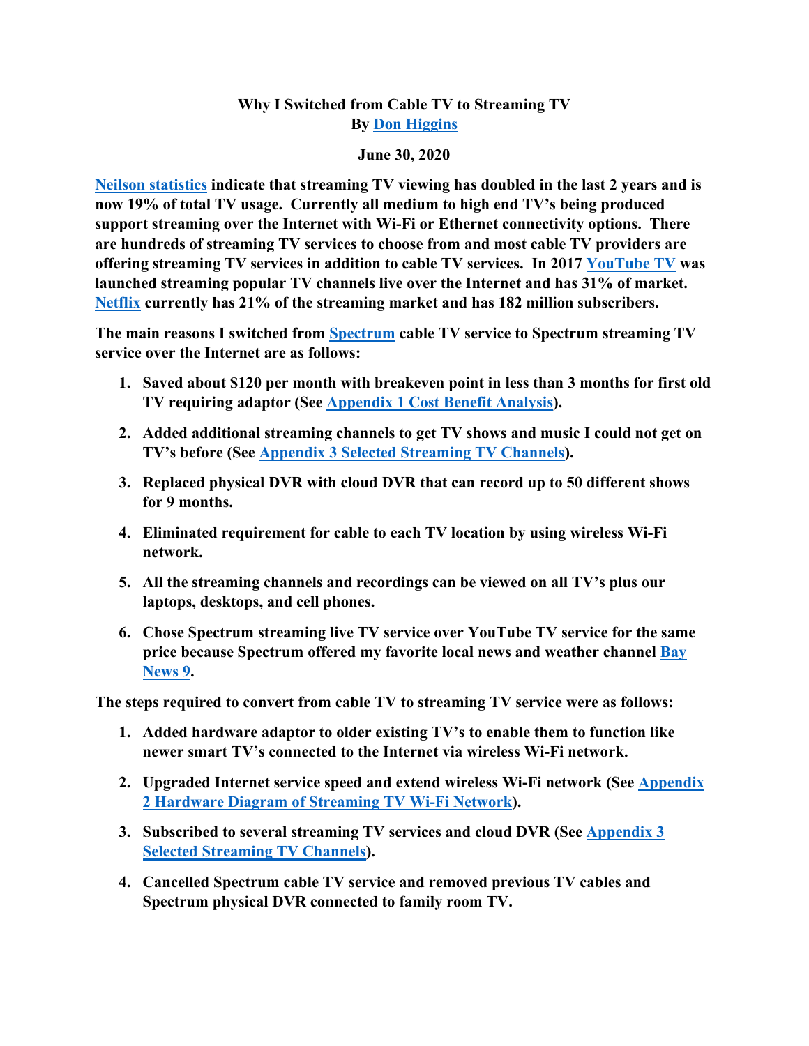# Why I Switched from Cable TV to Streaming TV

**By Don Higgins**

**June 30, 2020**

**Neilson statistics indicate that streaming TV viewing has doubled in the last 2 years and is now 19% of total TV usage. Currently all medium to high end TV's being produced support streaming over the Internet with Wi-Fi or Ethernet connectivity options. There are hundreds of streaming TV services to choose from and most cable TV providers are offering streaming TV services in addition to cable TV services. In 2017 YouTube TV was launched streaming popular TV channels live over the Internet and has 31% of market. Netflix currently has 21% of the streaming market and has 182 million subscribers.**

**The main reasons I switched from Spectrum cable TV service to Spectrum streaming TV service over the Internet are as follows:**

1. **Saved about $120 per month with breakeven point in less than 3 months for first old TV requiring adaptor (See Appendix 1 Cost Benefit Analysis).**
2. **Added additional streaming channels to get TV shows and music I could not get on TV's before (See Appendix 3 Selected Streaming TV Channels).**
3. **Replaced physical DVR with cloud DVR that can record up to 50 different shows for 9 months.**
4. **Eliminated requirement for cable to each TV location by using wireless Wi-Fi network.**
5. **All the streaming channels and recordings can be viewed on all TV's plus our laptops, desktops, and cell phones.**
6. **Chose Spectrum streaming live TV service over YouTube TV service for the same price because Spectrum offered my favorite local news and weather channel Bay News 9.**

**The steps required to convert from cable TV to streaming TV service were as follows:**

1. **Added hardware adaptor to older existing TV's to enable them to function like newer smart TV's connected to the Internet via wireless Wi-Fi network.**
2. **Upgraded Internet service speed and extend wireless Wi-Fi network (See Appendix 2 Hardware Diagram of Streaming TV Wi-Fi Network).**
3. **Subscribed to several streaming TV services and cloud DVR (See Appendix 3 Selected Streaming TV Channels).**
4. **Cancelled Spectrum cable TV service and removed previous TV cables and Spectrum physical DVR connected to family room TV.**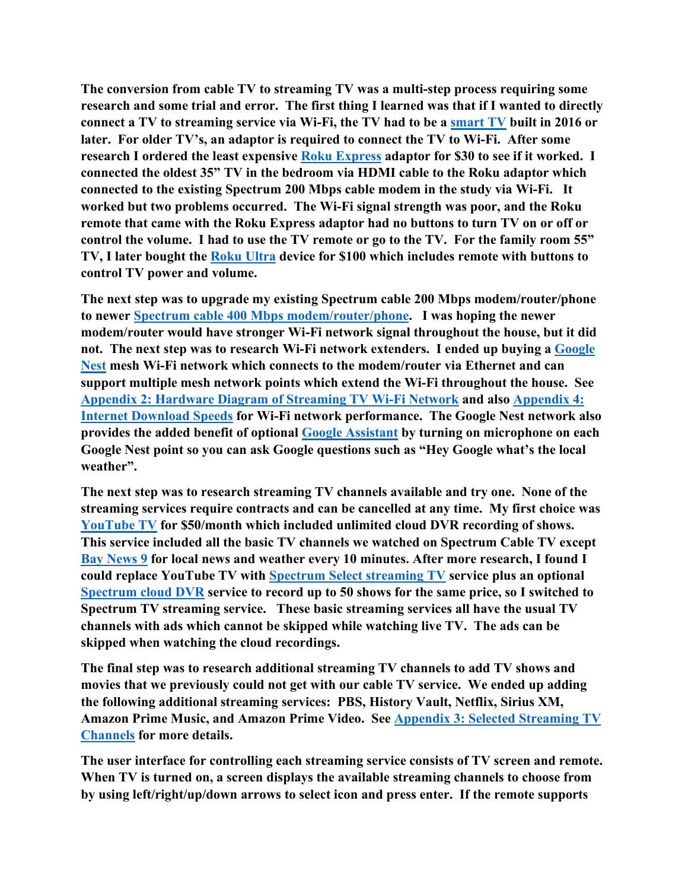**The conversion from cable TV to streaming TV was a multi-step process requiring some research and some trial and error. The first thing I learned was that if I wanted to directly connect a TV to streaming service via Wi-Fi, the TV had to be a smart TV built in 2016 or later. For older TV's, an adaptor is required to connect the TV to Wi-Fi. After some research I ordered the least expensive Roku Express adaptor for $30 to see if it worked. I connected the oldest 35" TV in the bedroom via HDMI cable to the Roku adaptor which connected to the existing Spectrum 200 Mbps cable modem in the study via Wi-Fi. It worked but two problems occurred. The Wi-Fi signal strength was poor, and the Roku remote that came with the Roku Express adaptor had no buttons to turn TV on or off or control the volume. I had to use the TV remote or go to the TV. For the family room 55" TV, I later bought the Roku Ultra device for $100 which includes remote with buttons to control TV power and volume.**

**The next step was to upgrade my existing Spectrum cable 200 Mbps modem/router/phone to newer Spectrum cable 400 Mbps modem/router/phone. I was hoping the newer modem/router would have stronger Wi-Fi network signal throughout the house, but it did not. The next step was to research Wi-Fi network extenders. I ended up buying a Google Nest mesh Wi-Fi network which connects to the modem/router via Ethernet and can support multiple mesh network points which extend the Wi-Fi throughout the house. See Appendix 2: Hardware Diagram of Streaming TV Wi-Fi Network and also Appendix 4: Internet Download Speeds for Wi-Fi network performance. The Google Nest network also provides the added benefit of optional Google Assistant by turning on microphone on each Google Nest point so you can ask Google questions such as "Hey Google what's the local weather".**

**The next step was to research streaming TV channels available and try one. None of the streaming services require contracts and can be cancelled at any time. My first choice was YouTube TV for $50/month which included unlimited cloud DVR recording of shows. This service included all the basic TV channels we watched on Spectrum Cable TV except Bay News 9 for local news and weather every 10 minutes. After more research, I found I could replace YouTube TV with Spectrum Select streaming TV service plus an optional Spectrum cloud DVR service to record up to 50 shows for the same price, so I switched to Spectrum TV streaming service. These basic streaming services all have the usual TV channels with ads which cannot be skipped while watching live TV. The ads can be skipped when watching the cloud recordings.**

**The final step was to research additional streaming TV channels to add TV shows and movies that we previously could not get with our cable TV service. We ended up adding the following additional streaming services: PBS, History Vault, Netflix, Sirius XM, Amazon Prime Music, and Amazon Prime Video. See Appendix 3: Selected Streaming TV Channels for more details.**

**The user interface for controlling each streaming service consists of TV screen and remote. When TV is turned on, a screen displays the available streaming channels to choose from by using left/right/up/down arrows to select icon and press enter. If the remote supports**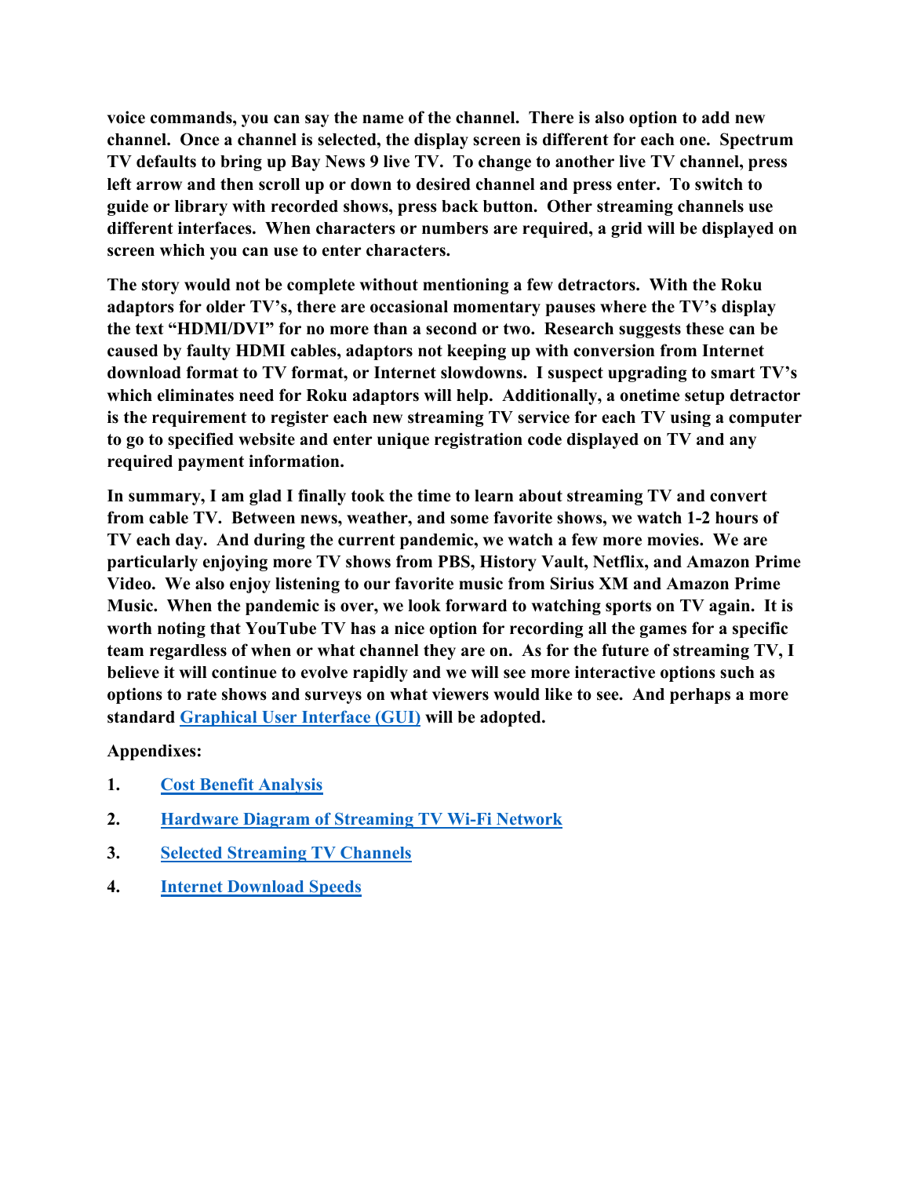**voice commands, you can say the name of the channel. There is also option to add new channel. Once a channel is selected, the display screen is different for each one. Spectrum TV defaults to bring up Bay News 9 live TV. To change to another live TV channel, press left arrow and then scroll up or down to desired channel and press enter. To switch to guide or library with recorded shows, press back button. Other streaming channels use different interfaces. When characters or numbers are required, a grid will be displayed on screen which you can use to enter characters.**

**The story would not be complete without mentioning a few detractors. With the Roku adaptors for older TV's, there are occasional momentary pauses where the TV's display the text "HDMI/DVI" for no more than a second or two. Research suggests these can be caused by faulty HDMI cables, adaptors not keeping up with conversion from Internet download format to TV format, or Internet slowdowns. I suspect upgrading to smart TV's which eliminates need for Roku adaptors will help. Additionally, a onetime setup detractor is the requirement to register each new streaming TV service for each TV using a computer to go to specified website and enter unique registration code displayed on TV and any required payment information.**

**In summary, I am glad I finally took the time to learn about streaming TV and convert from cable TV. Between news, weather, and some favorite shows, we watch 1-2 hours of TV each day. And during the current pandemic, we watch a few more movies. We are particularly enjoying more TV shows from PBS, History Vault, Netflix, and Amazon Prime Video. We also enjoy listening to our favorite music from Sirius XM and Amazon Prime Music. When the pandemic is over, we look forward to watching sports on TV again. It is worth noting that YouTube TV has a nice option for recording all the games for a specific team regardless of when or what channel they are on. As for the future of streaming TV, I believe it will continue to evolve rapidly and we will see more interactive options such as options to rate shows and surveys on what viewers would like to see. And perhaps a more standard Graphical User Interface (GUI) will be adopted.**

**Appendixes:**

1. **Cost Benefit Analysis**
2. **Hardware Diagram of Streaming TV Wi-Fi Network**
3. **Selected Streaming TV Channels**
4. **Internet Download Speeds**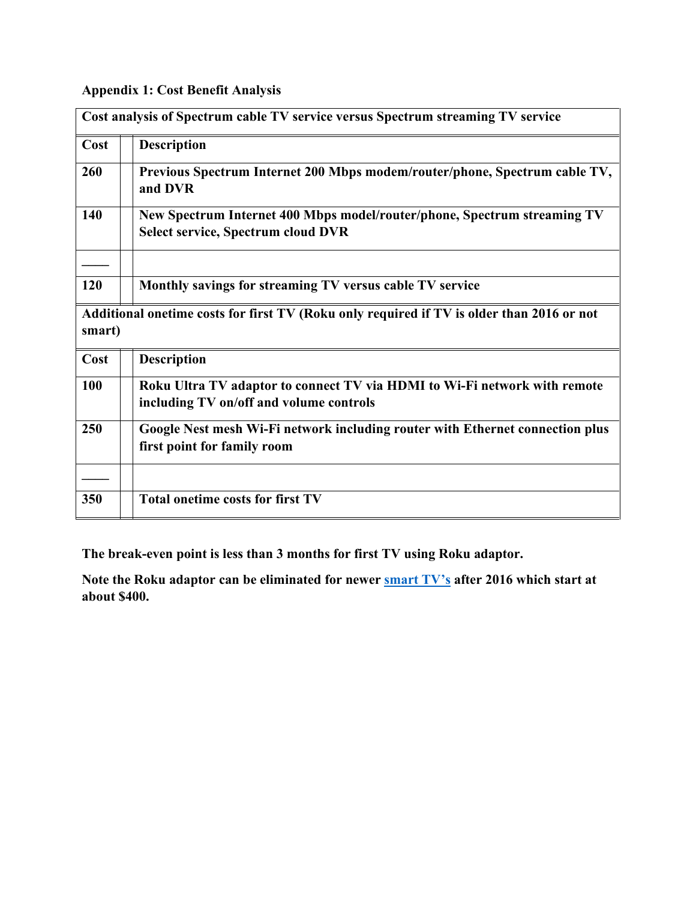**Appendix 1: Cost Benefit Analysis**

| Cost analysis of Spectrum cable TV service versus Spectrum streaming TV service | | |
|---|---|---|
| **Cost** | | **Description** |
| **260** | | **Previous Spectrum Internet 200 Mbps modem/router/phone, Spectrum cable TV, and DVR** |
| **140** | | **New Spectrum Internet 400 Mbps model/router/phone, Spectrum streaming TV Select service, Spectrum cloud DVR** |
| **——** | | |
| **120** | | **Monthly savings for streaming TV versus cable TV service** |
| **Additional onetime costs for first TV (Roku only required if TV is older than 2016 or not smart)** | | |
| **Cost** | | **Description** |
| **100** | | **Roku Ultra TV adaptor to connect TV via HDMI to Wi-Fi network with remote including TV on/off and volume controls** |
| **250** | | **Google Nest mesh Wi-Fi network including router with Ethernet connection plus first point for family room** |
| **——** | | |
| **350** | | **Total onetime costs for first TV** |

**The break-even point is less than 3 months for first TV using Roku adaptor.**

**Note the Roku adaptor can be eliminated for newer smart TV's after 2016 which start at about $400.**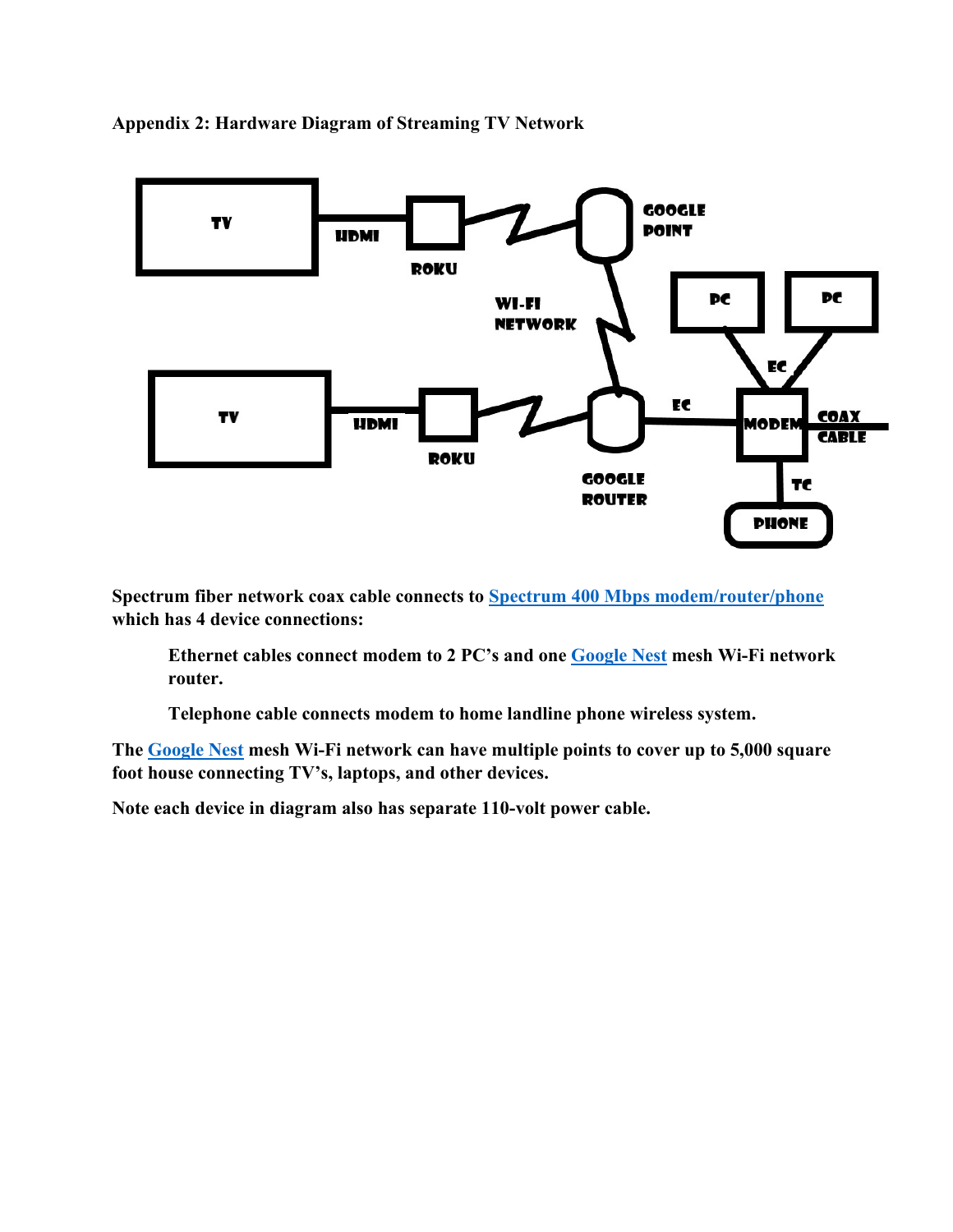**Appendix 2: Hardware Diagram of Streaming TV Network**

**Spectrum fiber network coax cable connects to [Spectrum 400 Mbps modem/router/phone] which has 4 device connections:**

> **Ethernet cables connect modem to 2 PC's and one [Google Nest] mesh Wi-Fi network router.**
>
> **Telephone cable connects modem to home landline phone wireless system.**

**The [Google Nest] mesh Wi-Fi network can have multiple points to cover up to 5,000 square foot house connecting TV's, laptops, and other devices.**

**Note each device in diagram also has separate 110-volt power cable.**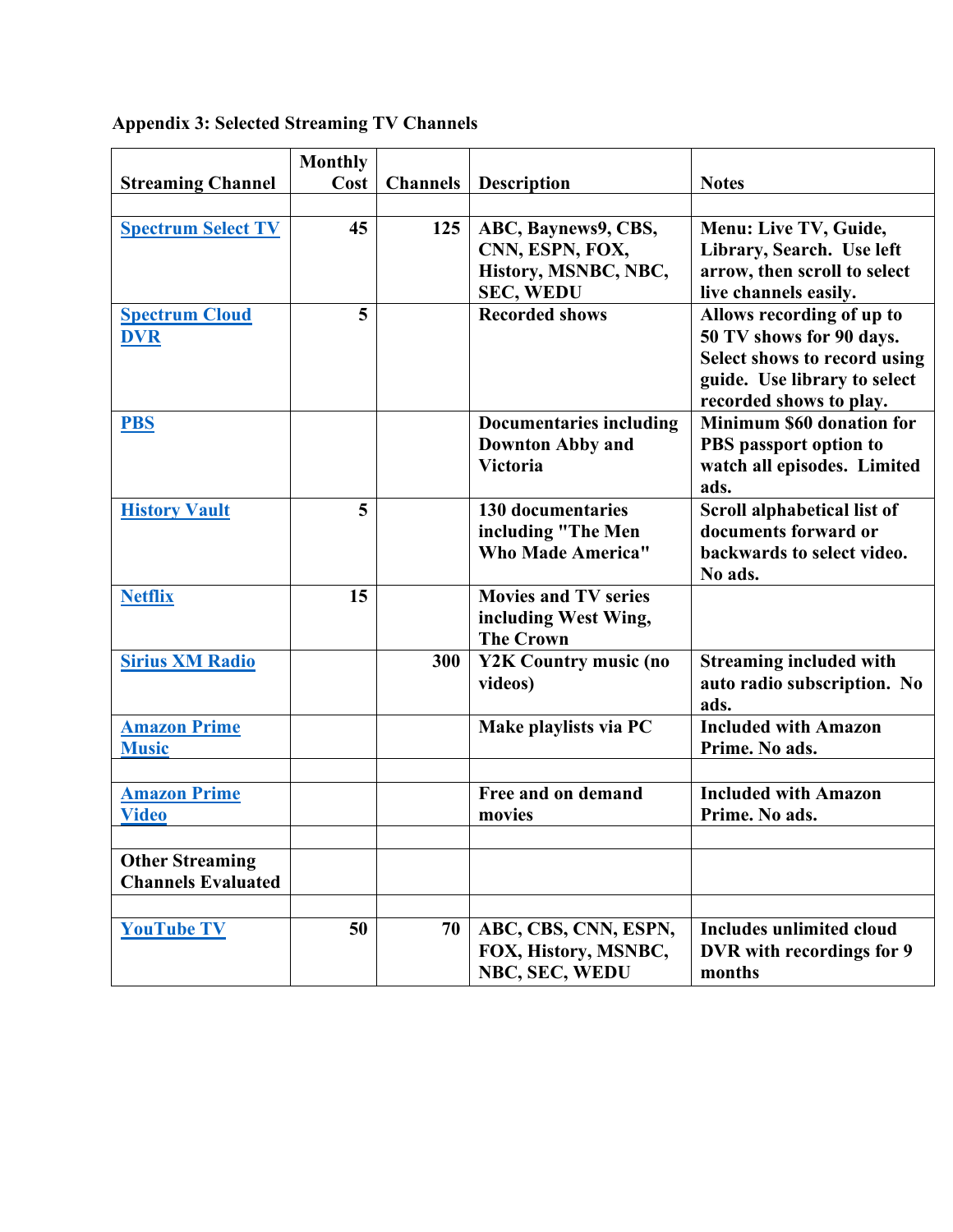**Appendix 3: Selected Streaming TV Channels**

| Streaming Channel | Monthly Cost | Channels | Description | Notes |
|---|---|---|---|---|
| | | | | |
| Spectrum Select TV | 45 | 125 | ABC, Baynews9, CBS, CNN, ESPN, FOX, History, MSNBC, NBC, SEC, WEDU | Menu: Live TV, Guide, Library, Search. Use left arrow, then scroll to select live channels easily. |
| Spectrum Cloud DVR | 5 | | Recorded shows | Allows recording of up to 50 TV shows for 90 days. Select shows to record using guide. Use library to select recorded shows to play. |
| PBS | | | Documentaries including Downton Abby and Victoria | Minimum $60 donation for PBS passport option to watch all episodes. Limited ads. |
| History Vault | 5 | | 130 documentaries including "The Men Who Made America" | Scroll alphabetical list of documents forward or backwards to select video. No ads. |
| Netflix | 15 | | Movies and TV series including West Wing, The Crown | |
| Sirius XM Radio | | 300 | Y2K Country music (no videos) | Streaming included with auto radio subscription. No ads. |
| Amazon Prime Music | | | Make playlists via PC | Included with Amazon Prime. No ads. |
| | | | | |
| Amazon Prime Video | | | Free and on demand movies | Included with Amazon Prime. No ads. |
| | | | | |
| **Other Streaming Channels Evaluated** | | | | |
| | | | | |
| YouTube TV | 50 | 70 | ABC, CBS, CNN, ESPN, FOX, History, MSNBC, NBC, SEC, WEDU | Includes unlimited cloud DVR with recordings for 9 months |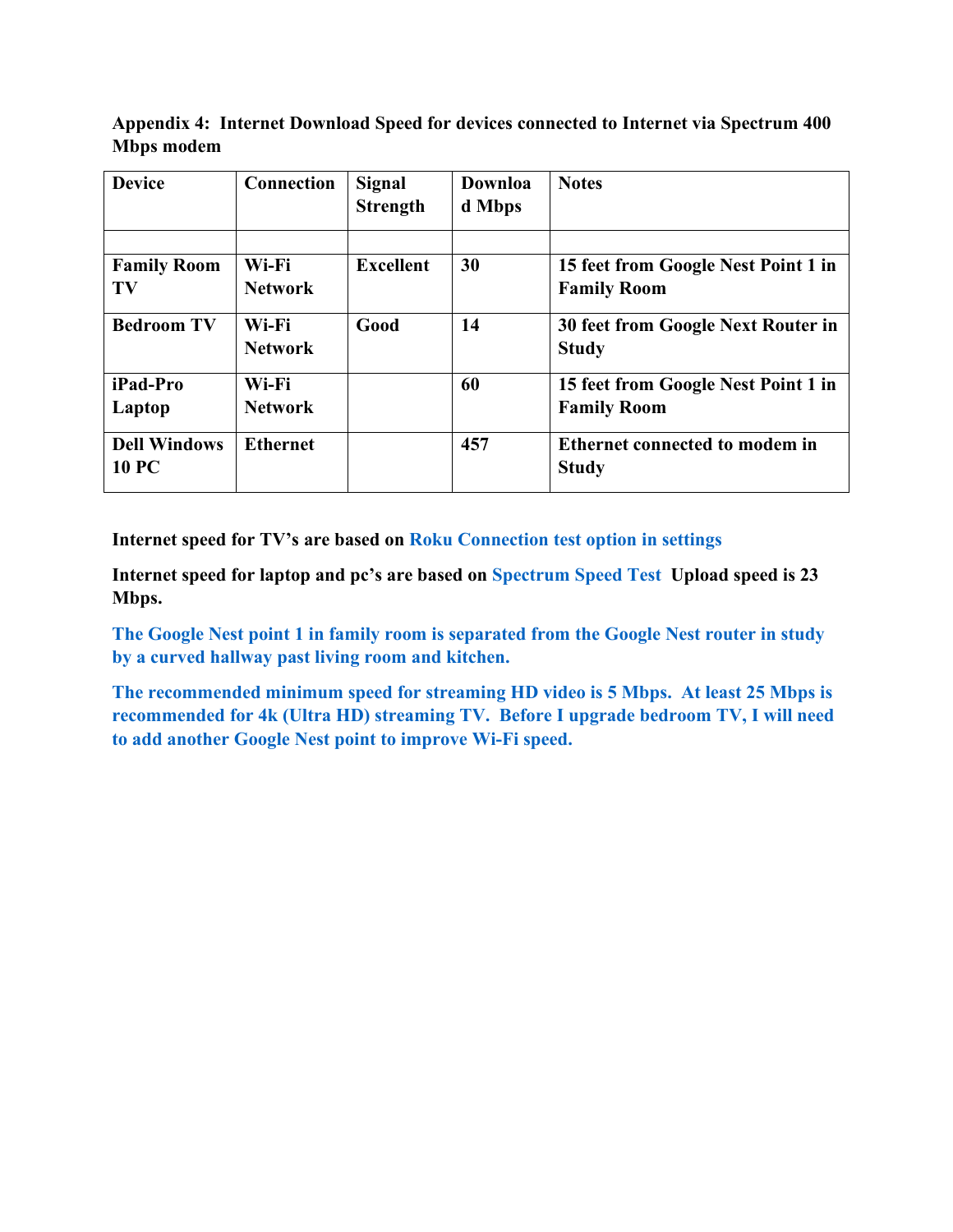**Appendix 4: Internet Download Speed for devices connected to Internet via Spectrum 400 Mbps modem**

| Device | Connection | Signal Strength | Download Mbps | Notes |
|---|---|---|---|---|
| | | | | |
| Family Room TV | Wi-Fi Network | Excellent | 30 | 15 feet from Google Nest Point 1 in Family Room |
| Bedroom TV | Wi-Fi Network | Good | 14 | 30 feet from Google Next Router in Study |
| iPad-Pro Laptop | Wi-Fi Network | | 60 | 15 feet from Google Nest Point 1 in Family Room |
| Dell Windows 10 PC | Ethernet | | 457 | Ethernet connected to modem in Study |

**Internet speed for TV's are based on Roku Connection test option in settings**

**Internet speed for laptop and pc's are based on Spectrum Speed Test Upload speed is 23 Mbps.**

**The Google Nest point 1 in family room is separated from the Google Nest router in study by a curved hallway past living room and kitchen.**

**The recommended minimum speed for streaming HD video is 5 Mbps. At least 25 Mbps is recommended for 4k (Ultra HD) streaming TV. Before I upgrade bedroom TV, I will need to add another Google Nest point to improve Wi-Fi speed.**